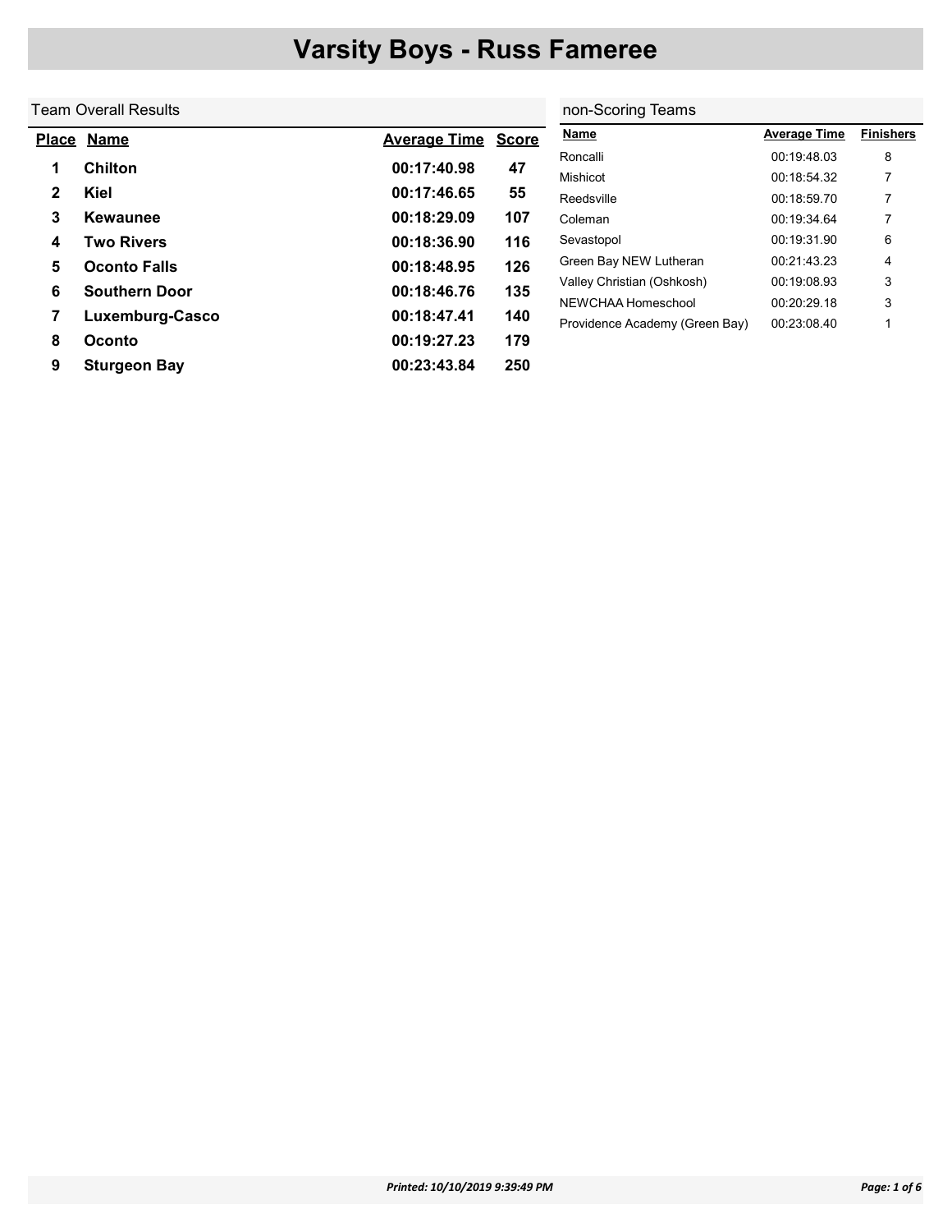# Varsity Boys - Russ Fameree

## Team Overall Results

| Place | Name | Average Time | Score |
|---|---|---|---|
| 1 | **Chilton** | **00:17:40.98** | **47** |
| 2 | **Kiel** | **00:17:46.65** | **55** |
| 3 | **Kewaunee** | **00:18:29.09** | **107** |
| 4 | **Two Rivers** | **00:18:36.90** | **116** |
| 5 | **Oconto Falls** | **00:18:48.95** | **126** |
| 6 | **Southern Door** | **00:18:46.76** | **135** |
| 7 | **Luxemburg-Casco** | **00:18:47.41** | **140** |
| 8 | **Oconto** | **00:19:27.23** | **179** |
| 9 | **Sturgeon Bay** | **00:23:43.84** | **250** |

## non-Scoring Teams

| Name | Average Time | Finishers |
|---|---|---|
| Roncalli | 00:19:48.03 | 8 |
| Mishicot | 00:18:54.32 | 7 |
| Reedsville | 00:18:59.70 | 7 |
| Coleman | 00:19:34.64 | 7 |
| Sevastopol | 00:19:31.90 | 6 |
| Green Bay NEW Lutheran | 00:21:43.23 | 4 |
| Valley Christian (Oshkosh) | 00:19:08.93 | 3 |
| NEWCHAA Homeschool | 00:20:29.18 | 3 |
| Providence Academy (Green Bay) | 00:23:08.40 | 1 |

*Printed: 10/10/2019 9:39:49 PM*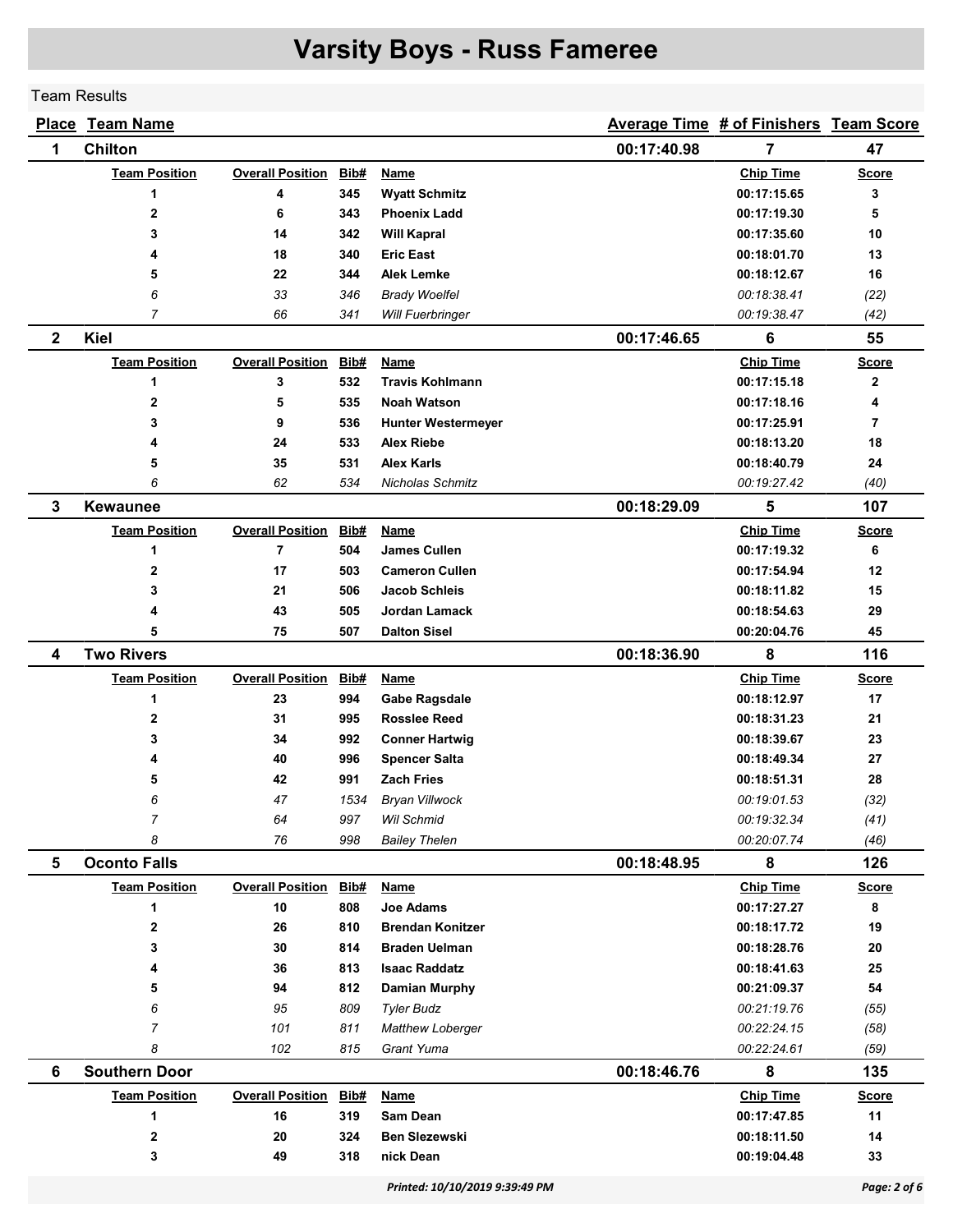# Varsity Boys - Russ Fameree

Team Results

| Place | Team Name | | | | Average Time | # of Finishers | Team Score |
|---|---|---|---|---|---|---|---|
| **1** | **Chilton** | | | | **00:17:40.98** | **7** | **47** |
| | **Team Position** | **Overall Position** | **Bib#** | **Name** | | **Chip Time** | **Score** |
| | 1 | 4 | 345 | Wyatt Schmitz | | 00:17:15.65 | 3 |
| | 2 | 6 | 343 | Phoenix Ladd | | 00:17:19.30 | 5 |
| | 3 | 14 | 342 | Will Kapral | | 00:17:35.60 | 10 |
| | 4 | 18 | 340 | Eric East | | 00:18:01.70 | 13 |
| | 5 | 22 | 344 | Alek Lemke | | 00:18:12.67 | 16 |
| | *6* | *33* | *346* | *Brady Woelfel* | | *00:18:38.41* | *(22)* |
| | *7* | *66* | *341* | *Will Fuerbringer* | | *00:19:38.47* | *(42)* |
| **2** | **Kiel** | | | | **00:17:46.65** | **6** | **55** |
| | **Team Position** | **Overall Position** | **Bib#** | **Name** | | **Chip Time** | **Score** |
| | 1 | 3 | 532 | Travis Kohlmann | | 00:17:15.18 | 2 |
| | 2 | 5 | 535 | Noah Watson | | 00:17:18.16 | 4 |
| | 3 | 9 | 536 | Hunter Westermeyer | | 00:17:25.91 | 7 |
| | 4 | 24 | 533 | Alex Riebe | | 00:18:13.20 | 18 |
| | 5 | 35 | 531 | Alex Karls | | 00:18:40.79 | 24 |
| | *6* | *62* | *534* | *Nicholas Schmitz* | | *00:19:27.42* | *(40)* |
| **3** | **Kewaunee** | | | | **00:18:29.09** | **5** | **107** |
| | **Team Position** | **Overall Position** | **Bib#** | **Name** | | **Chip Time** | **Score** |
| | 1 | 7 | 504 | James Cullen | | 00:17:19.32 | 6 |
| | 2 | 17 | 503 | Cameron Cullen | | 00:17:54.94 | 12 |
| | 3 | 21 | 506 | Jacob Schleis | | 00:18:11.82 | 15 |
| | 4 | 43 | 505 | Jordan Lamack | | 00:18:54.63 | 29 |
| | 5 | 75 | 507 | Dalton Sisel | | 00:20:04.76 | 45 |
| **4** | **Two Rivers** | | | | **00:18:36.90** | **8** | **116** |
| | **Team Position** | **Overall Position** | **Bib#** | **Name** | | **Chip Time** | **Score** |
| | 1 | 23 | 994 | Gabe Ragsdale | | 00:18:12.97 | 17 |
| | 2 | 31 | 995 | Rosslee Reed | | 00:18:31.23 | 21 |
| | 3 | 34 | 992 | Conner Hartwig | | 00:18:39.67 | 23 |
| | 4 | 40 | 996 | Spencer Salta | | 00:18:49.34 | 27 |
| | 5 | 42 | 991 | Zach Fries | | 00:18:51.31 | 28 |
| | *6* | *47* | *1534* | *Bryan Villwock* | | *00:19:01.53* | *(32)* |
| | *7* | *64* | *997* | *Wil Schmid* | | *00:19:32.34* | *(41)* |
| | *8* | *76* | *998* | *Bailey Thelen* | | *00:20:07.74* | *(46)* |
| **5** | **Oconto Falls** | | | | **00:18:48.95** | **8** | **126** |
| | **Team Position** | **Overall Position** | **Bib#** | **Name** | | **Chip Time** | **Score** |
| | 1 | 10 | 808 | Joe Adams | | 00:17:27.27 | 8 |
| | 2 | 26 | 810 | Brendan Konitzer | | 00:18:17.72 | 19 |
| | 3 | 30 | 814 | Braden Uelman | | 00:18:28.76 | 20 |
| | 4 | 36 | 813 | Isaac Raddatz | | 00:18:41.63 | 25 |
| | 5 | 94 | 812 | Damian Murphy | | 00:21:09.37 | 54 |
| | *6* | *95* | *809* | *Tyler Budz* | | *00:21:19.76* | *(55)* |
| | *7* | *101* | *811* | *Matthew Loberger* | | *00:22:24.15* | *(58)* |
| | *8* | *102* | *815* | *Grant Yuma* | | *00:22:24.61* | *(59)* |
| **6** | **Southern Door** | | | | **00:18:46.76** | **8** | **135** |
| | **Team Position** | **Overall Position** | **Bib#** | **Name** | | **Chip Time** | **Score** |
| | 1 | 16 | 319 | Sam Dean | | 00:17:47.85 | 11 |
| | 2 | 20 | 324 | Ben Slezewski | | 00:18:11.50 | 14 |
| | 3 | 49 | 318 | nick Dean | | 00:19:04.48 | 33 |

*Printed: 10/10/2019 9:39:49 PM*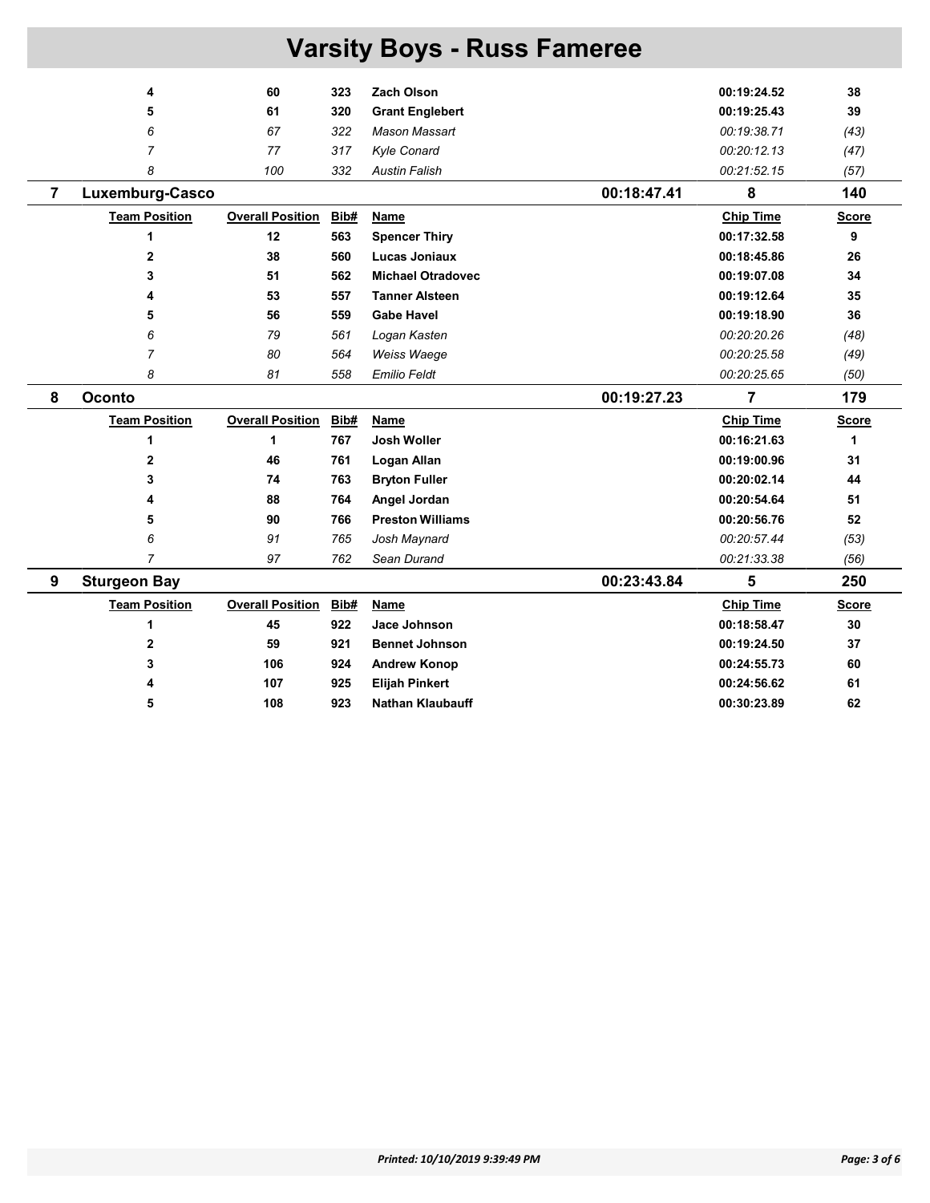# Varsity Boys - Russ Fameree

| Team Position | Overall Position | Bib# | Name | Chip Time | Score |
|---|---|---|---|---|---|
| 4 | 60 | 323 | **Zach Olson** | 00:19:24.52 | 38 |
| 5 | 61 | 320 | **Grant Englebert** | 00:19:25.43 | 39 |
| *6* | *67* | *322* | *Mason Massart* | *00:19:38.71* | *(43)* |
| *7* | *77* | *317* | *Kyle Conard* | *00:20:12.13* | *(47)* |
| *8* | *100* | *332* | *Austin Falish* | *00:21:52.15* | *(57)* |

## 7 Luxemburg-Casco — 00:18:47.41 — 8 — 140

| Team Position | Overall Position | Bib# | Name | Chip Time | Score |
|---|---|---|---|---|---|
| 1 | 12 | 563 | **Spencer Thiry** | 00:17:32.58 | 9 |
| 2 | 38 | 560 | **Lucas Joniaux** | 00:18:45.86 | 26 |
| 3 | 51 | 562 | **Michael Otradovec** | 00:19:07.08 | 34 |
| 4 | 53 | 557 | **Tanner Alsteen** | 00:19:12.64 | 35 |
| 5 | 56 | 559 | **Gabe Havel** | 00:19:18.90 | 36 |
| *6* | *79* | *561* | *Logan Kasten* | *00:20:20.26* | *(48)* |
| *7* | *80* | *564* | *Weiss Waege* | *00:20:25.58* | *(49)* |
| *8* | *81* | *558* | *Emilio Feldt* | *00:20:25.65* | *(50)* |

## 8 Oconto — 00:19:27.23 — 7 — 179

| Team Position | Overall Position | Bib# | Name | Chip Time | Score |
|---|---|---|---|---|---|
| 1 | 1 | 767 | **Josh Woller** | 00:16:21.63 | 1 |
| 2 | 46 | 761 | **Logan Allan** | 00:19:00.96 | 31 |
| 3 | 74 | 763 | **Bryton Fuller** | 00:20:02.14 | 44 |
| 4 | 88 | 764 | **Angel Jordan** | 00:20:54.64 | 51 |
| 5 | 90 | 766 | **Preston Williams** | 00:20:56.76 | 52 |
| *6* | *91* | *765* | *Josh Maynard* | *00:20:57.44* | *(53)* |
| *7* | *97* | *762* | *Sean Durand* | *00:21:33.38* | *(56)* |

## 9 Sturgeon Bay — 00:23:43.84 — 5 — 250

| Team Position | Overall Position | Bib# | Name | Chip Time | Score |
|---|---|---|---|---|---|
| 1 | 45 | 922 | **Jace Johnson** | 00:18:58.47 | 30 |
| 2 | 59 | 921 | **Bennet Johnson** | 00:19:24.50 | 37 |
| 3 | 106 | 924 | **Andrew Konop** | 00:24:55.73 | 60 |
| 4 | 107 | 925 | **Elijah Pinkert** | 00:24:56.62 | 61 |
| 5 | 108 | 923 | **Nathan Klaubauff** | 00:30:23.89 | 62 |

*Printed: 10/10/2019 9:39:49 PM*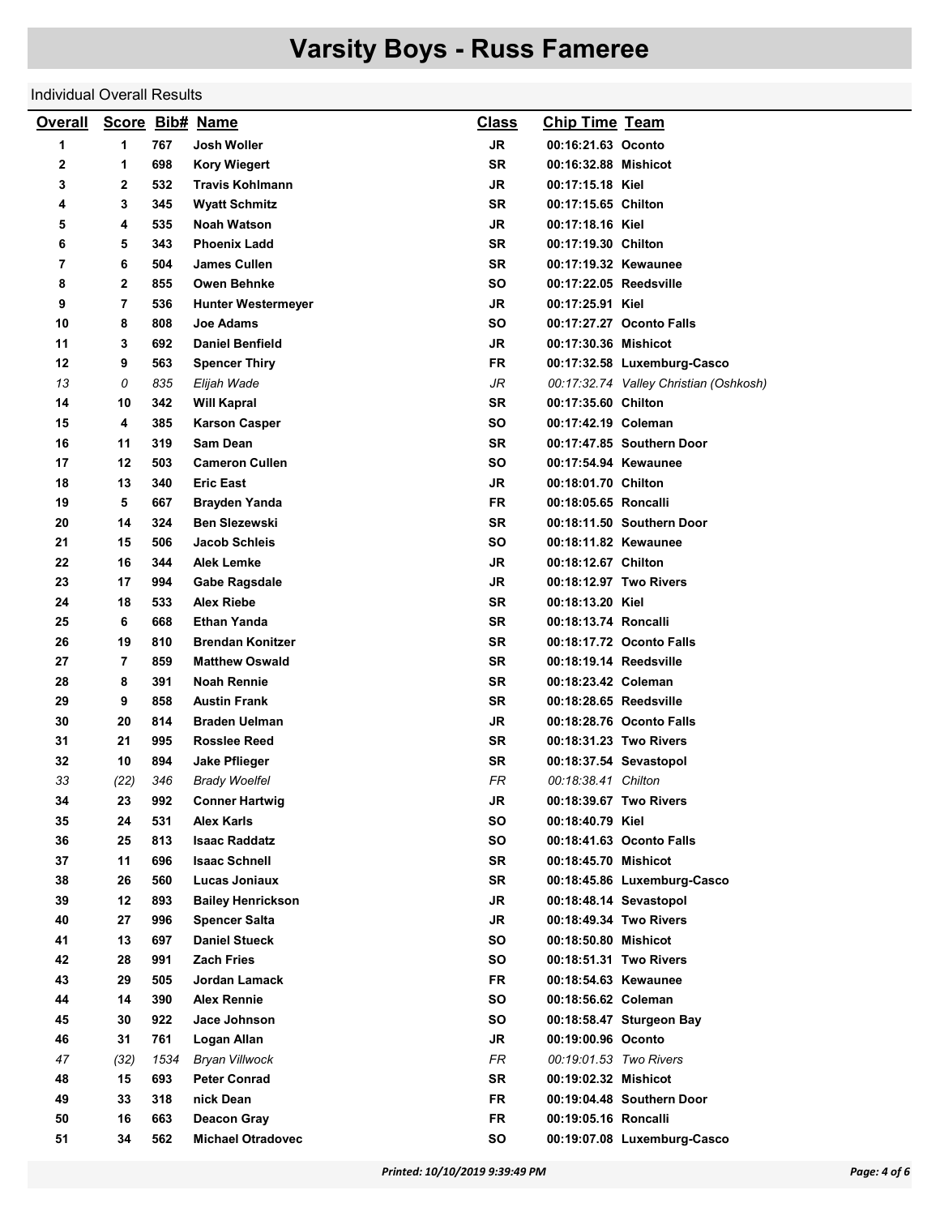# Varsity Boys - Russ Fameree

Individual Overall Results

| Overall | Score | Bib# | Name | Class | Chip Time | Team |
|---|---|---|---|---|---|---|
| 1 | 1 | 767 | Josh Woller | JR | 00:16:21.63 | Oconto |
| 2 | 1 | 698 | Kory Wiegert | SR | 00:16:32.88 | Mishicot |
| 3 | 2 | 532 | Travis Kohlmann | JR | 00:17:15.18 | Kiel |
| 4 | 3 | 345 | Wyatt Schmitz | SR | 00:17:15.65 | Chilton |
| 5 | 4 | 535 | Noah Watson | JR | 00:17:18.16 | Kiel |
| 6 | 5 | 343 | Phoenix Ladd | SR | 00:17:19.30 | Chilton |
| 7 | 6 | 504 | James Cullen | SR | 00:17:19.32 | Kewaunee |
| 8 | 2 | 855 | Owen Behnke | SO | 00:17:22.05 | Reedsville |
| 9 | 7 | 536 | Hunter Westermeyer | JR | 00:17:25.91 | Kiel |
| 10 | 8 | 808 | Joe Adams | SO | 00:17:27.27 | Oconto Falls |
| 11 | 3 | 692 | Daniel Benfield | JR | 00:17:30.36 | Mishicot |
| 12 | 9 | 563 | Spencer Thiry | FR | 00:17:32.58 | Luxemburg-Casco |
| *13* | *0* | *835* | *Elijah Wade* | *JR* | *00:17:32.74* | *Valley Christian (Oshkosh)* |
| 14 | 10 | 342 | Will Kapral | SR | 00:17:35.60 | Chilton |
| 15 | 4 | 385 | Karson Casper | SO | 00:17:42.19 | Coleman |
| 16 | 11 | 319 | Sam Dean | SR | 00:17:47.85 | Southern Door |
| 17 | 12 | 503 | Cameron Cullen | SO | 00:17:54.94 | Kewaunee |
| 18 | 13 | 340 | Eric East | JR | 00:18:01.70 | Chilton |
| 19 | 5 | 667 | Brayden Yanda | FR | 00:18:05.65 | Roncalli |
| 20 | 14 | 324 | Ben Slezewski | SR | 00:18:11.50 | Southern Door |
| 21 | 15 | 506 | Jacob Schleis | SO | 00:18:11.82 | Kewaunee |
| 22 | 16 | 344 | Alek Lemke | JR | 00:18:12.67 | Chilton |
| 23 | 17 | 994 | Gabe Ragsdale | JR | 00:18:12.97 | Two Rivers |
| 24 | 18 | 533 | Alex Riebe | SR | 00:18:13.20 | Kiel |
| 25 | 6 | 668 | Ethan Yanda | SR | 00:18:13.74 | Roncalli |
| 26 | 19 | 810 | Brendan Konitzer | SR | 00:18:17.72 | Oconto Falls |
| 27 | 7 | 859 | Matthew Oswald | SR | 00:18:19.14 | Reedsville |
| 28 | 8 | 391 | Noah Rennie | SR | 00:18:23.42 | Coleman |
| 29 | 9 | 858 | Austin Frank | SR | 00:18:28.65 | Reedsville |
| 30 | 20 | 814 | Braden Uelman | JR | 00:18:28.76 | Oconto Falls |
| 31 | 21 | 995 | Rosslee Reed | SR | 00:18:31.23 | Two Rivers |
| 32 | 10 | 894 | Jake Pflieger | SR | 00:18:37.54 | Sevastopol |
| *33* | *(22)* | *346* | *Brady Woelfel* | *FR* | *00:18:38.41* | *Chilton* |
| 34 | 23 | 992 | Conner Hartwig | JR | 00:18:39.67 | Two Rivers |
| 35 | 24 | 531 | Alex Karls | SO | 00:18:40.79 | Kiel |
| 36 | 25 | 813 | Isaac Raddatz | SO | 00:18:41.63 | Oconto Falls |
| 37 | 11 | 696 | Isaac Schnell | SR | 00:18:45.70 | Mishicot |
| 38 | 26 | 560 | Lucas Joniaux | SR | 00:18:45.86 | Luxemburg-Casco |
| 39 | 12 | 893 | Bailey Henrickson | JR | 00:18:48.14 | Sevastopol |
| 40 | 27 | 996 | Spencer Salta | JR | 00:18:49.34 | Two Rivers |
| 41 | 13 | 697 | Daniel Stueck | SO | 00:18:50.80 | Mishicot |
| 42 | 28 | 991 | Zach Fries | SO | 00:18:51.31 | Two Rivers |
| 43 | 29 | 505 | Jordan Lamack | FR | 00:18:54.63 | Kewaunee |
| 44 | 14 | 390 | Alex Rennie | SO | 00:18:56.62 | Coleman |
| 45 | 30 | 922 | Jace Johnson | SO | 00:18:58.47 | Sturgeon Bay |
| 46 | 31 | 761 | Logan Allan | JR | 00:19:00.96 | Oconto |
| *47* | *(32)* | *1534* | *Bryan Villwock* | *FR* | *00:19:01.53* | *Two Rivers* |
| 48 | 15 | 693 | Peter Conrad | SR | 00:19:02.32 | Mishicot |
| 49 | 33 | 318 | nick Dean | FR | 00:19:04.48 | Southern Door |
| 50 | 16 | 663 | Deacon Gray | FR | 00:19:05.16 | Roncalli |
| 51 | 34 | 562 | Michael Otradovec | SO | 00:19:07.08 | Luxemburg-Casco |

*Printed: 10/10/2019 9:39:49 PM*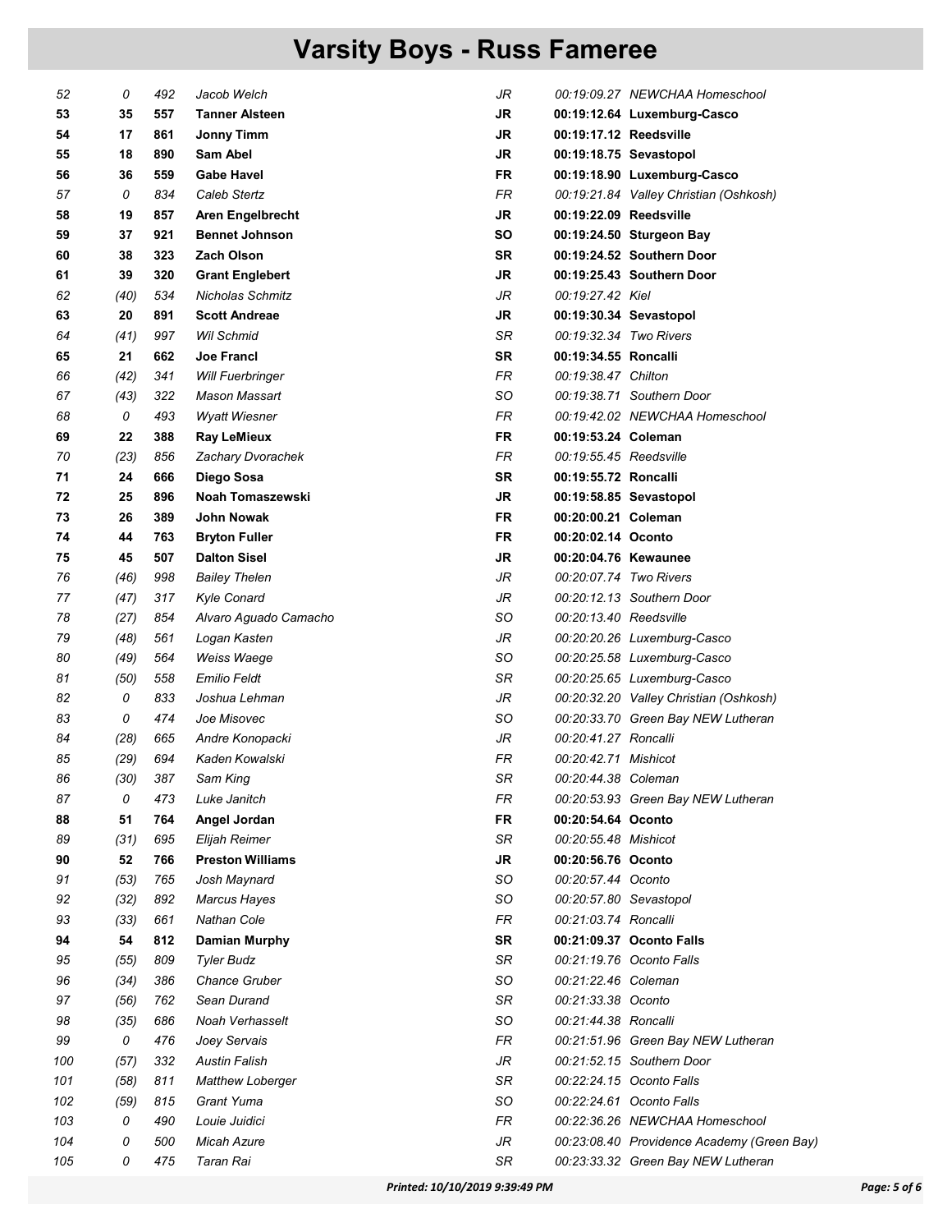# Varsity Boys - Russ Fameree

| | | | | | | |
|---|---|---|---|---|---|---|
| *52* | *0* | *492* | *Jacob Welch* | *JR* | *00:19:09.27* | *NEWCHAA Homeschool* |
| **53** | **35** | **557** | **Tanner Alsteen** | **JR** | **00:19:12.64** | **Luxemburg-Casco** |
| **54** | **17** | **861** | **Jonny Timm** | **JR** | **00:19:17.12** | **Reedsville** |
| **55** | **18** | **890** | **Sam Abel** | **JR** | **00:19:18.75** | **Sevastopol** |
| **56** | **36** | **559** | **Gabe Havel** | **FR** | **00:19:18.90** | **Luxemburg-Casco** |
| *57* | *0* | *834* | *Caleb Stertz* | *FR* | *00:19:21.84* | *Valley Christian (Oshkosh)* |
| **58** | **19** | **857** | **Aren Engelbrecht** | **JR** | **00:19:22.09** | **Reedsville** |
| **59** | **37** | **921** | **Bennet Johnson** | **SO** | **00:19:24.50** | **Sturgeon Bay** |
| **60** | **38** | **323** | **Zach Olson** | **SR** | **00:19:24.52** | **Southern Door** |
| **61** | **39** | **320** | **Grant Englebert** | **JR** | **00:19:25.43** | **Southern Door** |
| *62* | *(40)* | *534* | *Nicholas Schmitz* | *JR* | *00:19:27.42* | *Kiel* |
| **63** | **20** | **891** | **Scott Andreae** | **JR** | **00:19:30.34** | **Sevastopol** |
| *64* | *(41)* | *997* | *Wil Schmid* | *SR* | *00:19:32.34* | *Two Rivers* |
| **65** | **21** | **662** | **Joe Francl** | **SR** | **00:19:34.55** | **Roncalli** |
| *66* | *(42)* | *341* | *Will Fuerbringer* | *FR* | *00:19:38.47* | *Chilton* |
| *67* | *(43)* | *322* | *Mason Massart* | *SO* | *00:19:38.71* | *Southern Door* |
| *68* | *0* | *493* | *Wyatt Wiesner* | *FR* | *00:19:42.02* | *NEWCHAA Homeschool* |
| **69** | **22** | **388** | **Ray LeMieux** | **FR** | **00:19:53.24** | **Coleman** |
| *70* | *(23)* | *856* | *Zachary Dvorachek* | *FR* | *00:19:55.45* | *Reedsville* |
| **71** | **24** | **666** | **Diego Sosa** | **SR** | **00:19:55.72** | **Roncalli** |
| **72** | **25** | **896** | **Noah Tomaszewski** | **JR** | **00:19:58.85** | **Sevastopol** |
| **73** | **26** | **389** | **John Nowak** | **FR** | **00:20:00.21** | **Coleman** |
| **74** | **44** | **763** | **Bryton Fuller** | **FR** | **00:20:02.14** | **Oconto** |
| **75** | **45** | **507** | **Dalton Sisel** | **JR** | **00:20:04.76** | **Kewaunee** |
| *76* | *(46)* | *998* | *Bailey Thelen* | *JR* | *00:20:07.74* | *Two Rivers* |
| *77* | *(47)* | *317* | *Kyle Conard* | *JR* | *00:20:12.13* | *Southern Door* |
| *78* | *(27)* | *854* | *Alvaro Aguado Camacho* | *SO* | *00:20:13.40* | *Reedsville* |
| *79* | *(48)* | *561* | *Logan Kasten* | *JR* | *00:20:20.26* | *Luxemburg-Casco* |
| *80* | *(49)* | *564* | *Weiss Waege* | *SO* | *00:20:25.58* | *Luxemburg-Casco* |
| *81* | *(50)* | *558* | *Emilio Feldt* | *SR* | *00:20:25.65* | *Luxemburg-Casco* |
| *82* | *0* | *833* | *Joshua Lehman* | *JR* | *00:20:32.20* | *Valley Christian (Oshkosh)* |
| *83* | *0* | *474* | *Joe Misovec* | *SO* | *00:20:33.70* | *Green Bay NEW Lutheran* |
| *84* | *(28)* | *665* | *Andre Konopacki* | *JR* | *00:20:41.27* | *Roncalli* |
| *85* | *(29)* | *694* | *Kaden Kowalski* | *FR* | *00:20:42.71* | *Mishicot* |
| *86* | *(30)* | *387* | *Sam King* | *SR* | *00:20:44.38* | *Coleman* |
| *87* | *0* | *473* | *Luke Janitch* | *FR* | *00:20:53.93* | *Green Bay NEW Lutheran* |
| **88** | **51** | **764** | **Angel Jordan** | **FR** | **00:20:54.64** | **Oconto** |
| *89* | *(31)* | *695* | *Elijah Reimer* | *SR* | *00:20:55.48* | *Mishicot* |
| **90** | **52** | **766** | **Preston Williams** | **JR** | **00:20:56.76** | **Oconto** |
| *91* | *(53)* | *765* | *Josh Maynard* | *SO* | *00:20:57.44* | *Oconto* |
| *92* | *(32)* | *892* | *Marcus Hayes* | *SO* | *00:20:57.80* | *Sevastopol* |
| *93* | *(33)* | *661* | *Nathan Cole* | *FR* | *00:21:03.74* | *Roncalli* |
| **94** | **54** | **812** | **Damian Murphy** | **SR** | **00:21:09.37** | **Oconto Falls** |
| *95* | *(55)* | *809* | *Tyler Budz* | *SR* | *00:21:19.76* | *Oconto Falls* |
| *96* | *(34)* | *386* | *Chance Gruber* | *SO* | *00:21:22.46* | *Coleman* |
| *97* | *(56)* | *762* | *Sean Durand* | *SR* | *00:21:33.38* | *Oconto* |
| *98* | *(35)* | *686* | *Noah Verhasselt* | *SO* | *00:21:44.38* | *Roncalli* |
| *99* | *0* | *476* | *Joey Servais* | *FR* | *00:21:51.96* | *Green Bay NEW Lutheran* |
| *100* | *(57)* | *332* | *Austin Falish* | *JR* | *00:21:52.15* | *Southern Door* |
| *101* | *(58)* | *811* | *Matthew Loberger* | *SR* | *00:22:24.15* | *Oconto Falls* |
| *102* | *(59)* | *815* | *Grant Yuma* | *SO* | *00:22:24.61* | *Oconto Falls* |
| *103* | *0* | *490* | *Louie Juidici* | *FR* | *00:22:36.26* | *NEWCHAA Homeschool* |
| *104* | *0* | *500* | *Micah Azure* | *JR* | *00:23:08.40* | *Providence Academy (Green Bay)* |
| *105* | *0* | *475* | *Taran Rai* | *SR* | *00:23:33.32* | *Green Bay NEW Lutheran* |

*Printed: 10/10/2019 9:39:49 PM*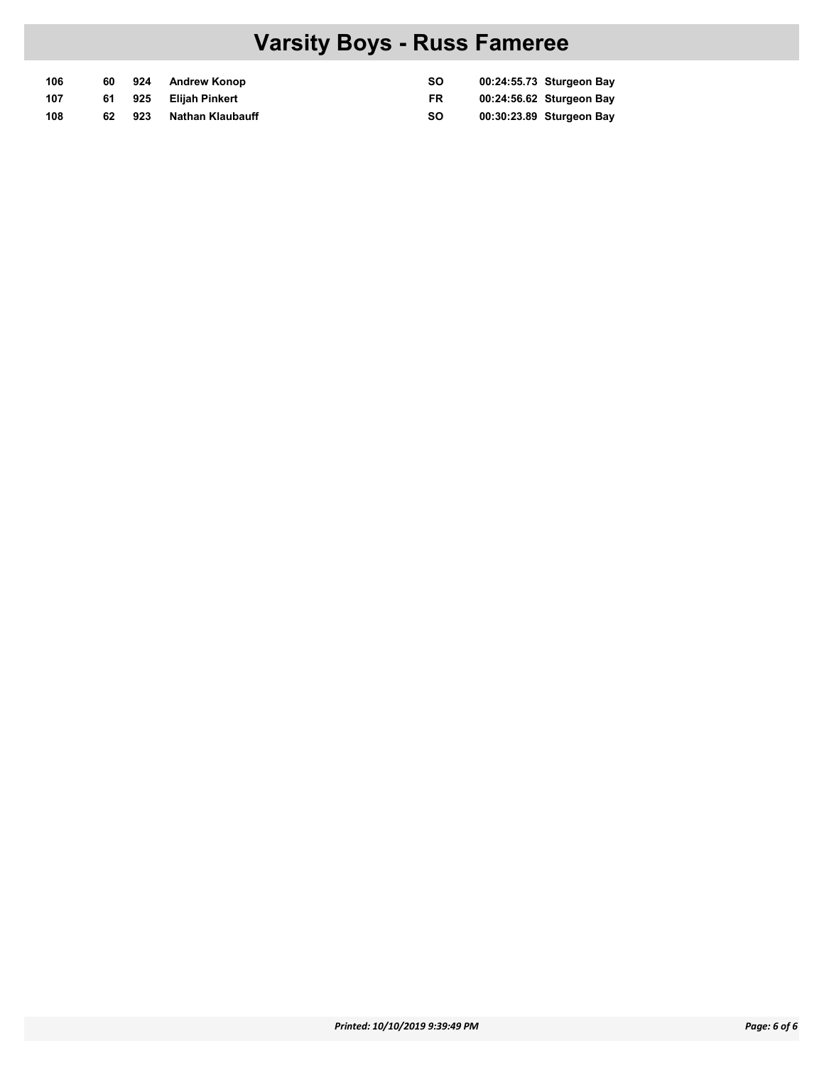# Varsity Boys - Russ Fameree

| | | | | | | |
|---|---|---|---|---|---|---|
| 106 | 60 | 924 | Andrew Konop | SO | 00:24:55.73 | Sturgeon Bay |
| 107 | 61 | 925 | Elijah Pinkert | FR | 00:24:56.62 | Sturgeon Bay |
| 108 | 62 | 923 | Nathan Klaubauff | SO | 00:30:23.89 | Sturgeon Bay |

*Printed: 10/10/2019 9:39:49 PM*